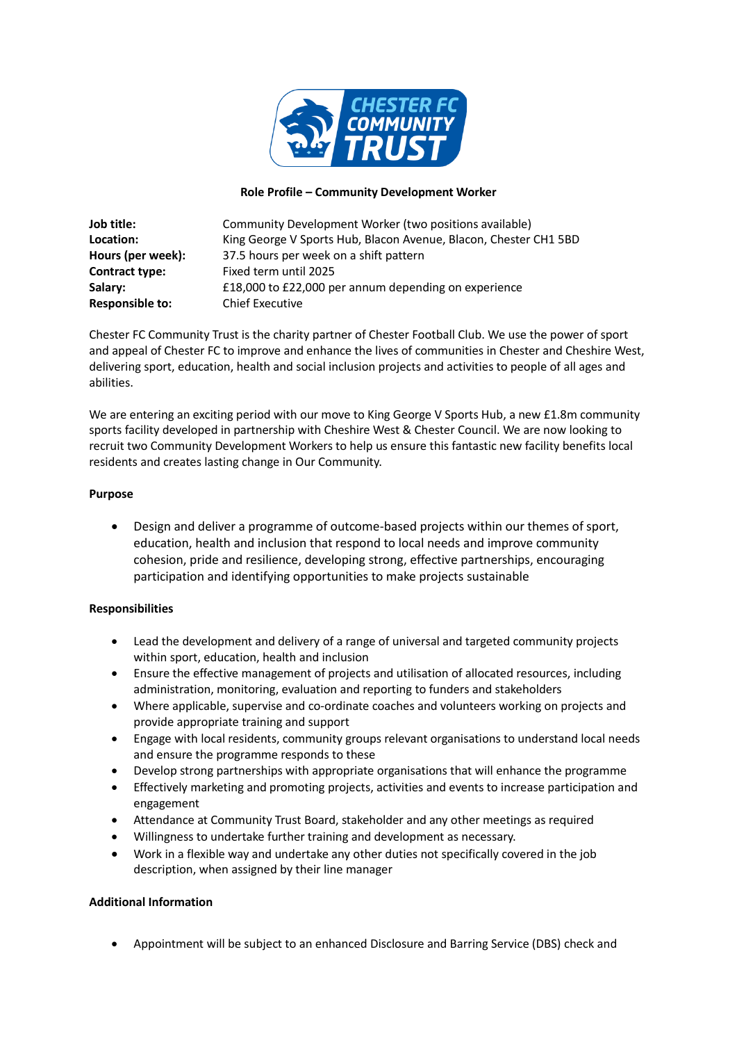**Role Profile – Community Development Worker**

| | |
|---|---|
| **Job title:** | Community Development Worker (two positions available) |
| **Location:** | King George V Sports Hub, Blacon Avenue, Blacon, Chester CH1 5BD |
| **Hours (per week):** | 37.5 hours per week on a shift pattern |
| **Contract type:** | Fixed term until 2025 |
| **Salary:** | £18,000 to £22,000 per annum depending on experience |
| **Responsible to:** | Chief Executive |

Chester FC Community Trust is the charity partner of Chester Football Club. We use the power of sport and appeal of Chester FC to improve and enhance the lives of communities in Chester and Cheshire West, delivering sport, education, health and social inclusion projects and activities to people of all ages and abilities.

We are entering an exciting period with our move to King George V Sports Hub, a new £1.8m community sports facility developed in partnership with Cheshire West & Chester Council. We are now looking to recruit two Community Development Workers to help us ensure this fantastic new facility benefits local residents and creates lasting change in Our Community.

**Purpose**

- Design and deliver a programme of outcome-based projects within our themes of sport, education, health and inclusion that respond to local needs and improve community cohesion, pride and resilience, developing strong, effective partnerships, encouraging participation and identifying opportunities to make projects sustainable

**Responsibilities**

- Lead the development and delivery of a range of universal and targeted community projects within sport, education, health and inclusion
- Ensure the effective management of projects and utilisation of allocated resources, including administration, monitoring, evaluation and reporting to funders and stakeholders
- Where applicable, supervise and co-ordinate coaches and volunteers working on projects and provide appropriate training and support
- Engage with local residents, community groups relevant organisations to understand local needs and ensure the programme responds to these
- Develop strong partnerships with appropriate organisations that will enhance the programme
- Effectively marketing and promoting projects, activities and events to increase participation and engagement
- Attendance at Community Trust Board, stakeholder and any other meetings as required
- Willingness to undertake further training and development as necessary.
- Work in a flexible way and undertake any other duties not specifically covered in the job description, when assigned by their line manager

**Additional Information**

- Appointment will be subject to an enhanced Disclosure and Barring Service (DBS) check and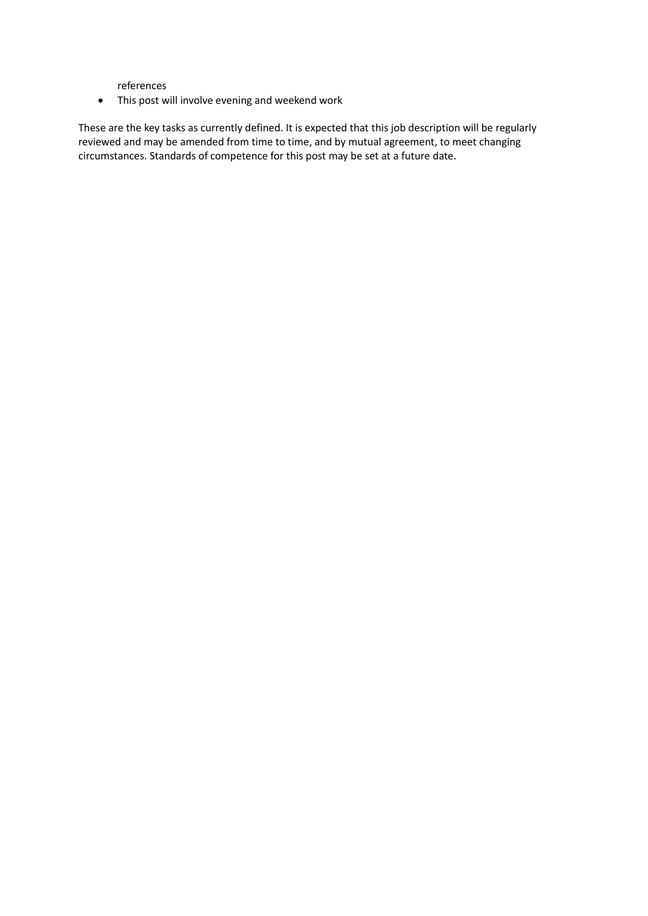references

- This post will involve evening and weekend work

These are the key tasks as currently defined. It is expected that this job description will be regularly reviewed and may be amended from time to time, and by mutual agreement, to meet changing circumstances. Standards of competence for this post may be set at a future date.